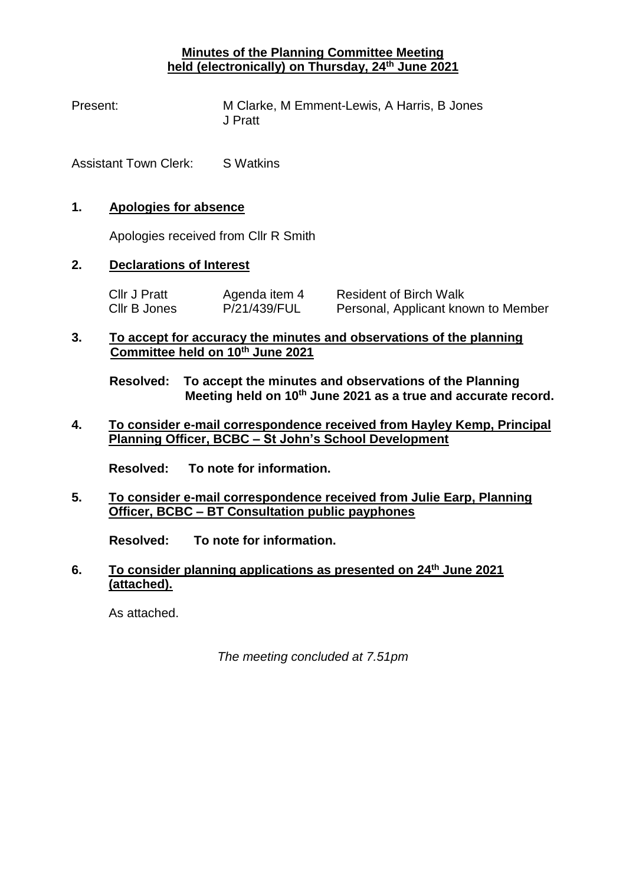# Minutes of the Planning Committee Meeting held (electronically) on Thursday, 24th June 2021

Present: M Clarke, M Emment-Lewis, A Harris, B Jones J Pratt

Assistant Town Clerk: S Watkins

## 1. Apologies for absence

Apologies received from Cllr R Smith

## 2. Declarations of Interest

| | | |
|---|---|---|
| Cllr J Pratt | Agenda item 4 | Resident of Birch Walk |
| Cllr B Jones | P/21/439/FUL | Personal, Applicant known to Member |

## 3. To accept for accuracy the minutes and observations of the planning Committee held on 10th June 2021

**Resolved: To accept the minutes and observations of the Planning Meeting held on 10th June 2021 as a true and accurate record.**

## 4. To consider e-mail correspondence received from Hayley Kemp, Principal Planning Officer, BCBC – St John's School Development

**Resolved: To note for information.**

## 5. To consider e-mail correspondence received from Julie Earp, Planning Officer, BCBC – BT Consultation public payphones

**Resolved: To note for information.**

## 6. To consider planning applications as presented on 24th June 2021 (attached).

As attached.

*The meeting concluded at 7.51pm*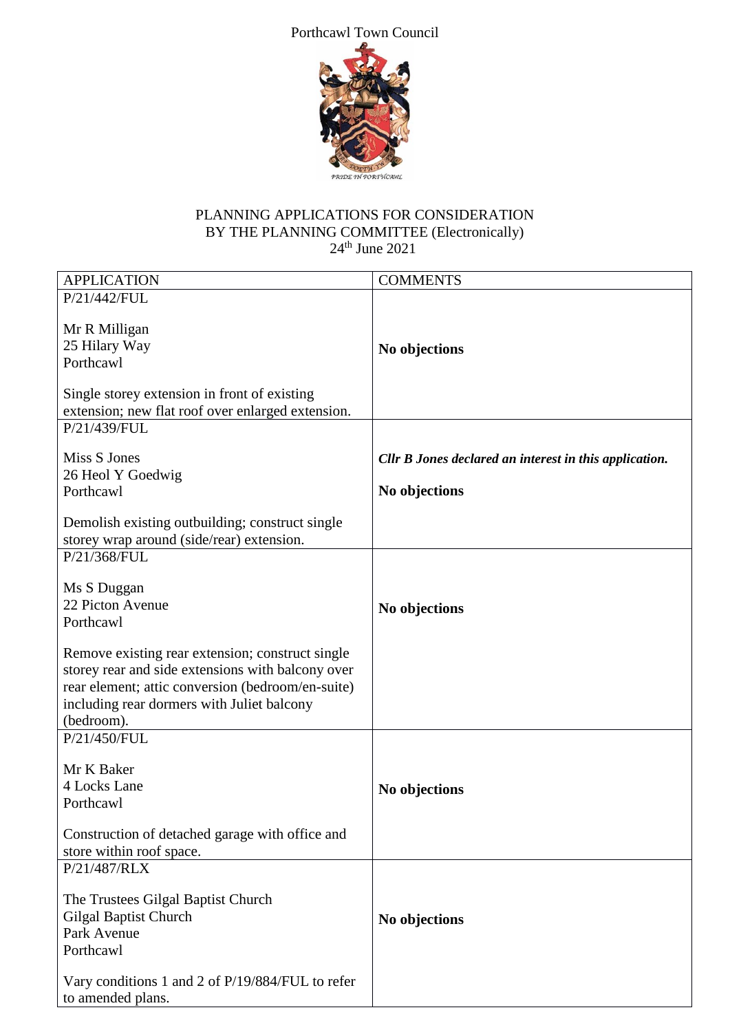Porthcawl Town Council

PRIDE IN PORTHCAWL

PLANNING APPLICATIONS FOR CONSIDERATION BY THE PLANNING COMMITTEE (Electronically)
24th June 2021

| APPLICATION | COMMENTS |
|---|---|
| P/21/442/FUL<br><br>Mr R Milligan<br>25 Hilary Way<br>Porthcawl<br><br>Single storey extension in front of existing extension; new flat roof over enlarged extension. | **No objections** |
| P/21/439/FUL<br><br>Miss S Jones<br>26 Heol Y Goedwig<br>Porthcawl<br><br>Demolish existing outbuilding; construct single storey wrap around (side/rear) extension. | ***Cllr B Jones declared an interest in this application.***<br><br>**No objections** |
| P/21/368/FUL<br><br>Ms S Duggan<br>22 Picton Avenue<br>Porthcawl<br><br>Remove existing rear extension; construct single storey rear and side extensions with balcony over rear element; attic conversion (bedroom/en-suite) including rear dormers with Juliet balcony (bedroom). | **No objections** |
| P/21/450/FUL<br><br>Mr K Baker<br>4 Locks Lane<br>Porthcawl<br><br>Construction of detached garage with office and store within roof space. | **No objections** |
| P/21/487/RLX<br><br>The Trustees Gilgal Baptist Church<br>Gilgal Baptist Church<br>Park Avenue<br>Porthcawl<br><br>Vary conditions 1 and 2 of P/19/884/FUL to refer to amended plans. | **No objections** |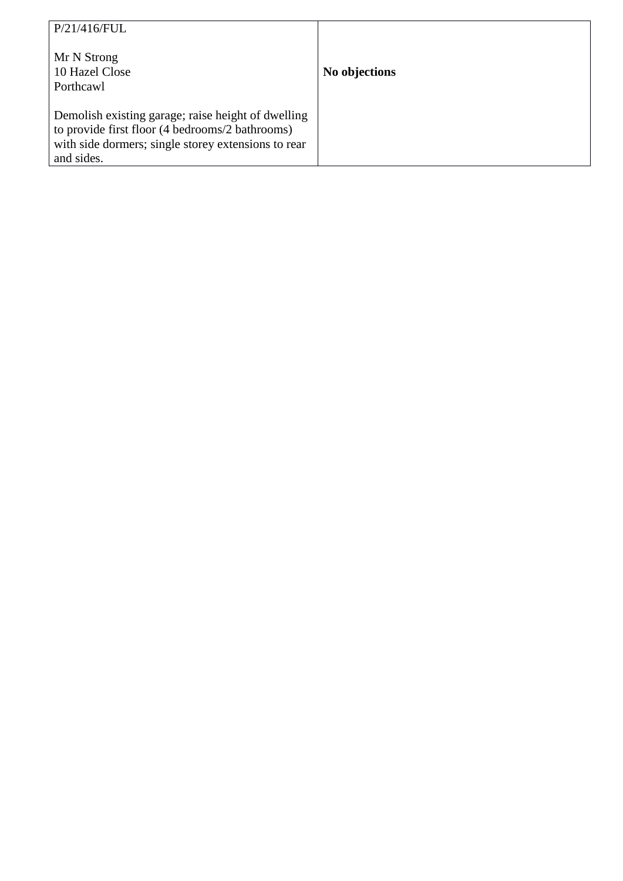| | |
|---|---|
| P/21/416/FUL<br><br>Mr N Strong<br>10 Hazel Close<br>Porthcawl<br><br>Demolish existing garage; raise height of dwelling to provide first floor (4 bedrooms/2 bathrooms) with side dormers; single storey extensions to rear and sides. | **No objections** |